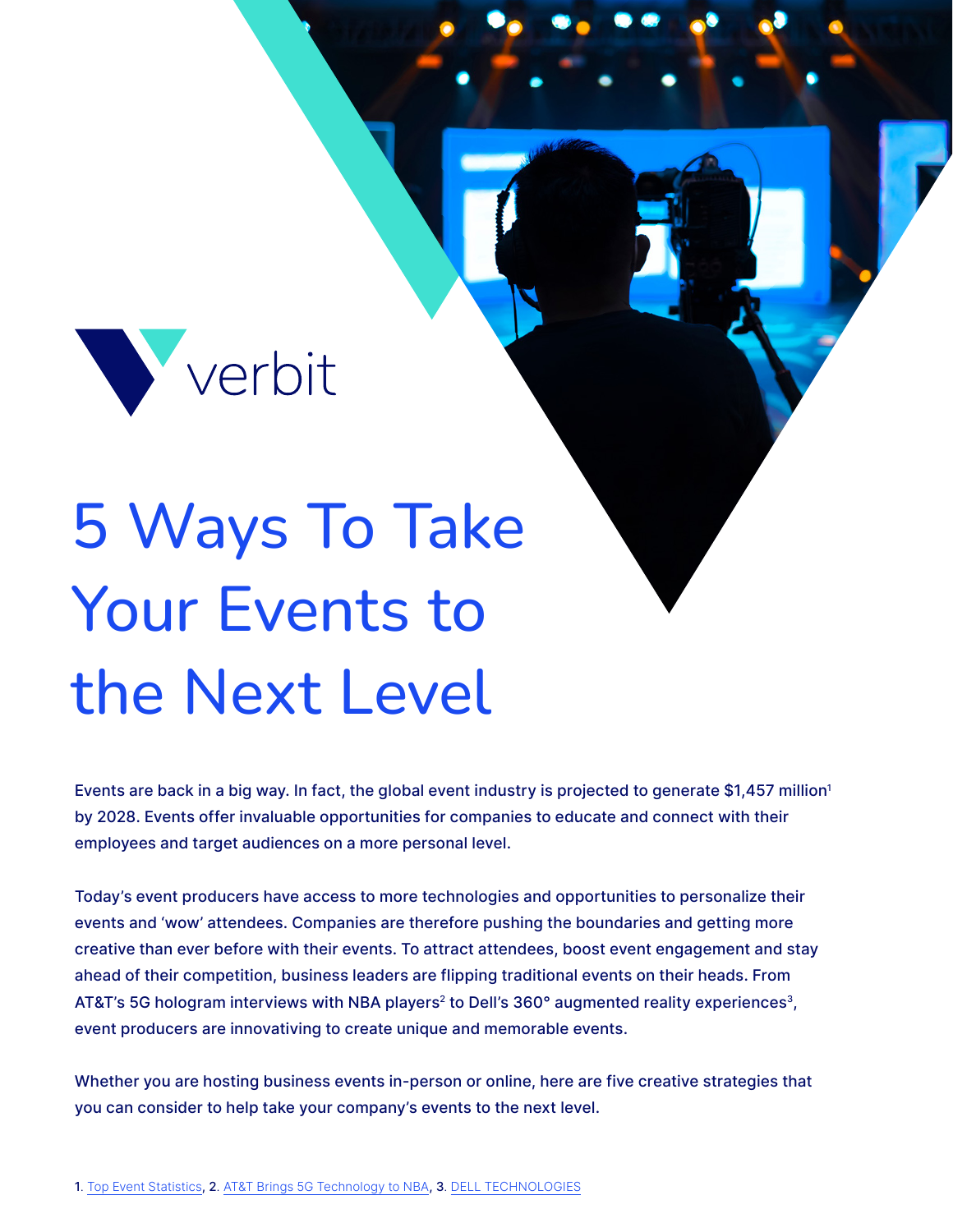verbit

# 5 Ways To Take Your Events to the Next Level

Events are back in a big way. In fact, the global event industry is projected to generate $1,457 million[1] by 2028. Events offer invaluable opportunities for companies to educate and connect with their employees and target audiences on a more personal level.

Today's event producers have access to more technologies and opportunities to personalize their events and 'wow' attendees. Companies are therefore pushing the boundaries and getting more creative than ever before with their events. To attract attendees, boost event engagement and stay ahead of their competition, business leaders are flipping traditional events on their heads. From AT&T's 5G hologram interviews with NBA players[2] to Dell's 360° augmented reality experiences[3], event producers are innovativing to create unique and memorable events.

Whether you are hosting business events in-person or online, here are five creative strategies that you can consider to help take your company's events to the next level.

1. Top Event Statistics, 2. AT&T Brings 5G Technology to NBA, 3. DELL TECHNOLOGIES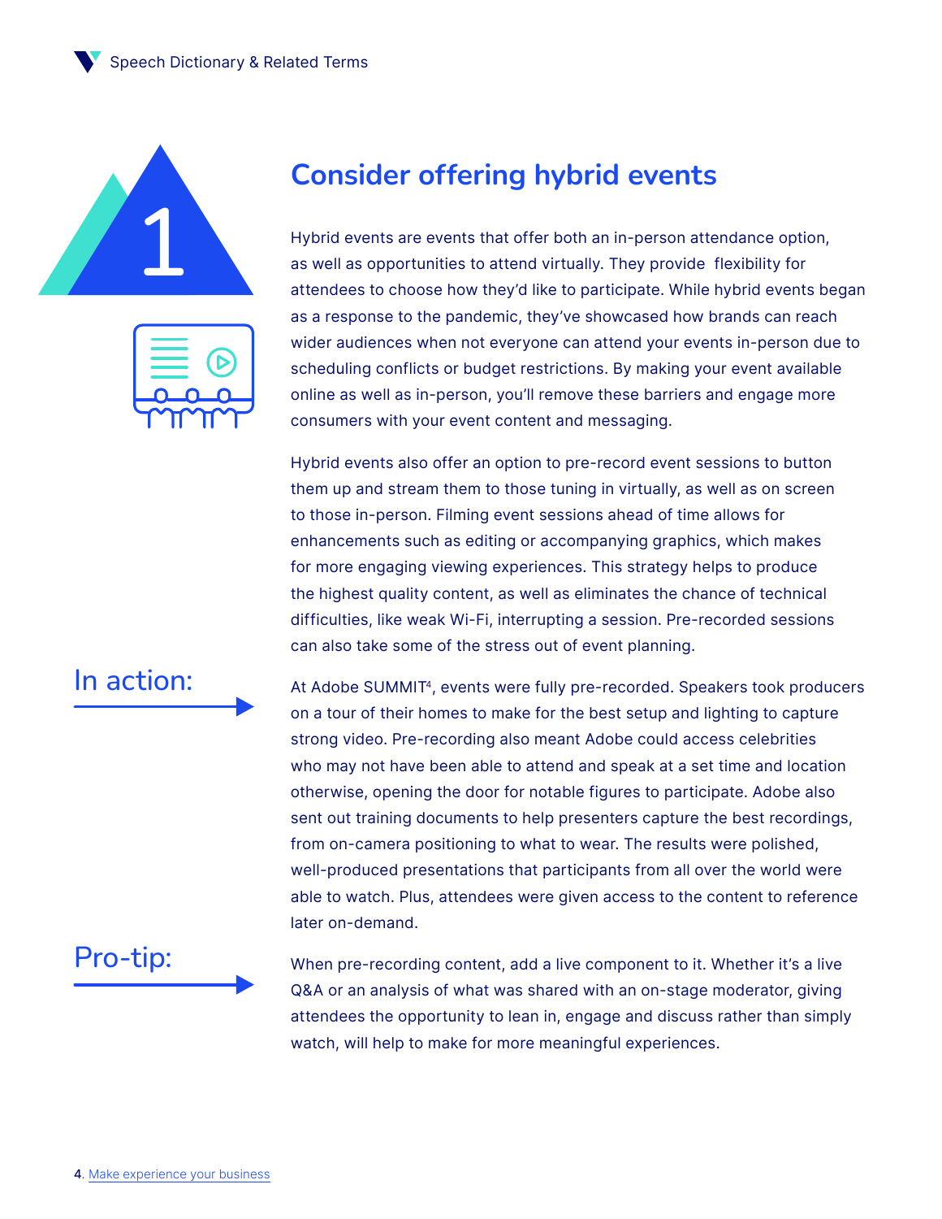## 1

# Consider offering hybrid events

Hybrid events are events that offer both an in-person attendance option, as well as opportunities to attend virtually. They provide flexibility for attendees to choose how they'd like to participate. While hybrid events began as a response to the pandemic, they've showcased how brands can reach wider audiences when not everyone can attend your events in-person due to scheduling conflicts or budget restrictions. By making your event available online as well as in-person, you'll remove these barriers and engage more consumers with your event content and messaging.

Hybrid events also offer an option to pre-record event sessions to button them up and stream them to those tuning in virtually, as well as on screen to those in-person. Filming event sessions ahead of time allows for enhancements such as editing or accompanying graphics, which makes for more engaging viewing experiences. This strategy helps to produce the highest quality content, as well as eliminates the chance of technical difficulties, like weak Wi-Fi, interrupting a session. Pre-recorded sessions can also take some of the stress out of event planning.

**In action:**

At Adobe SUMMIT[4], events were fully pre-recorded. Speakers took producers on a tour of their homes to make for the best setup and lighting to capture strong video. Pre-recording also meant Adobe could access celebrities who may not have been able to attend and speak at a set time and location otherwise, opening the door for notable figures to participate. Adobe also sent out training documents to help presenters capture the best recordings, from on-camera positioning to what to wear. The results were polished, well-produced presentations that participants from all over the world were able to watch. Plus, attendees were given access to the content to reference later on-demand.

**Pro-tip:**

When pre-recording content, add a live component to it. Whether it's a live Q&A or an analysis of what was shared with an on-stage moderator, giving attendees the opportunity to lean in, engage and discuss rather than simply watch, will help to make for more meaningful experiences.

4. Make experience your business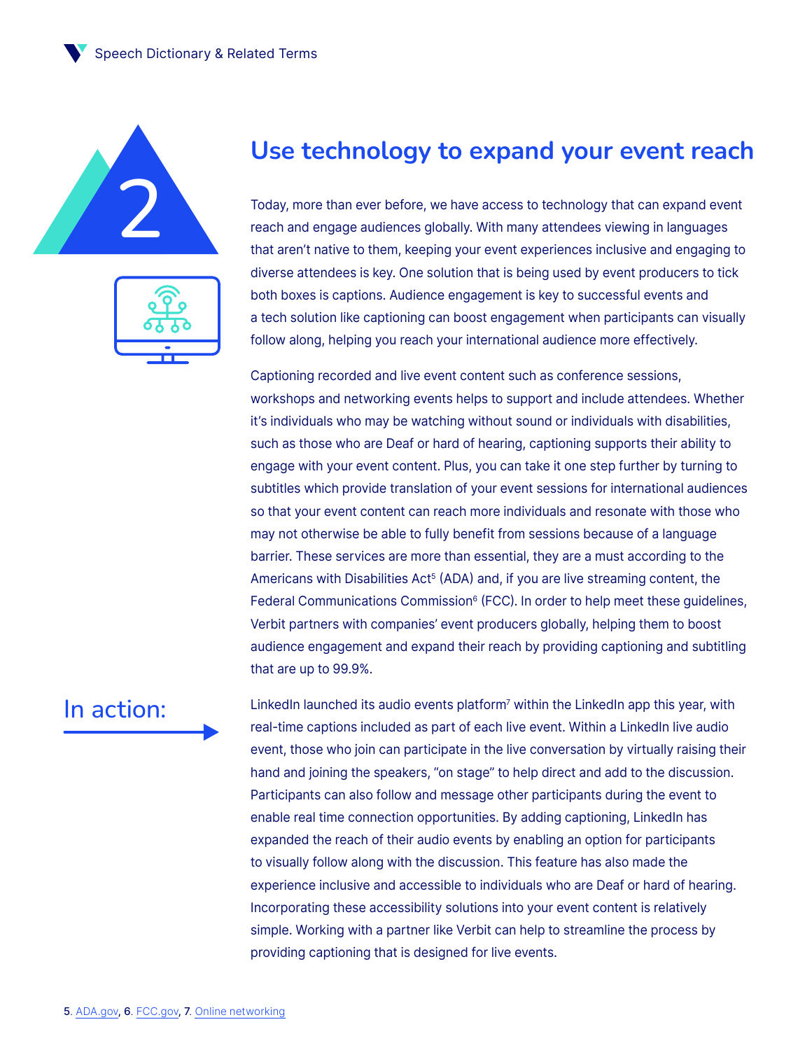## 2

# Use technology to expand your event reach

Today, more than ever before, we have access to technology that can expand event reach and engage audiences globally. With many attendees viewing in languages that aren't native to them, keeping your event experiences inclusive and engaging to diverse attendees is key. One solution that is being used by event producers to tick both boxes is captions. Audience engagement is key to successful events and a tech solution like captioning can boost engagement when participants can visually follow along, helping you reach your international audience more effectively.

Captioning recorded and live event content such as conference sessions, workshops and networking events helps to support and include attendees. Whether it's individuals who may be watching without sound or individuals with disabilities, such as those who are Deaf or hard of hearing, captioning supports their ability to engage with your event content. Plus, you can take it one step further by turning to subtitles which provide translation of your event sessions for international audiences so that your event content can reach more individuals and resonate with those who may not otherwise be able to fully benefit from sessions because of a language barrier. These services are more than essential, they are a must according to the Americans with Disabilities Act[5] (ADA) and, if you are live streaming content, the Federal Communications Commission[6] (FCC). In order to help meet these guidelines, Verbit partners with companies' event producers globally, helping them to boost audience engagement and expand their reach by providing captioning and subtitling that are up to 99.9%.

## In action:

LinkedIn launched its audio events platform[7] within the LinkedIn app this year, with real-time captions included as part of each live event. Within a LinkedIn live audio event, those who join can participate in the live conversation by virtually raising their hand and joining the speakers, "on stage" to help direct and add to the discussion. Participants can also follow and message other participants during the event to enable real time connection opportunities. By adding captioning, LinkedIn has expanded the reach of their audio events by enabling an option for participants to visually follow along with the discussion. This feature has also made the experience inclusive and accessible to individuals who are Deaf or hard of hearing. Incorporating these accessibility solutions into your event content is relatively simple. Working with a partner like Verbit can help to streamline the process by providing captioning that is designed for live events.

5. ADA.gov, 6. FCC.gov, 7. Online networking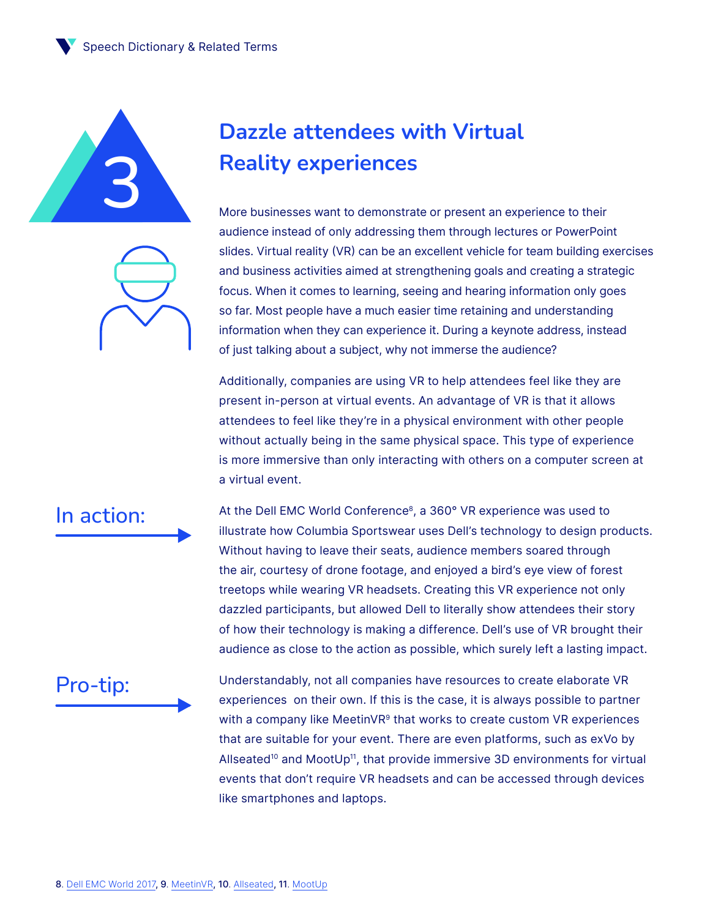## 3

## Dazzle attendees with Virtual Reality experiences

More businesses want to demonstrate or present an experience to their audience instead of only addressing them through lectures or PowerPoint slides. Virtual reality (VR) can be an excellent vehicle for team building exercises and business activities aimed at strengthening goals and creating a strategic focus. When it comes to learning, seeing and hearing information only goes so far. Most people have a much easier time retaining and understanding information when they can experience it. During a keynote address, instead of just talking about a subject, why not immerse the audience?

Additionally, companies are using VR to help attendees feel like they are present in-person at virtual events. An advantage of VR is that it allows attendees to feel like they're in a physical environment with other people without actually being in the same physical space. This type of experience is more immersive than only interacting with others on a computer screen at a virtual event.

**In action:**

At the Dell EMC World Conference[8], a 360° VR experience was used to illustrate how Columbia Sportswear uses Dell's technology to design products. Without having to leave their seats, audience members soared through the air, courtesy of drone footage, and enjoyed a bird's eye view of forest treetops while wearing VR headsets. Creating this VR experience not only dazzled participants, but allowed Dell to literally show attendees their story of how their technology is making a difference. Dell's use of VR brought their audience as close to the action as possible, which surely left a lasting impact.

**Pro-tip:**

Understandably, not all companies have resources to create elaborate VR experiences on their own. If this is the case, it is always possible to partner with a company like MeetinVR[9] that works to create custom VR experiences that are suitable for your event. There are even platforms, such as exVo by Allseated[10] and MootUp[11], that provide immersive 3D environments for virtual events that don't require VR headsets and can be accessed through devices like smartphones and laptops.

**8.** Dell EMC World 2017, **9.** MeetinVR, **10.** Allseated, **11.** MootUp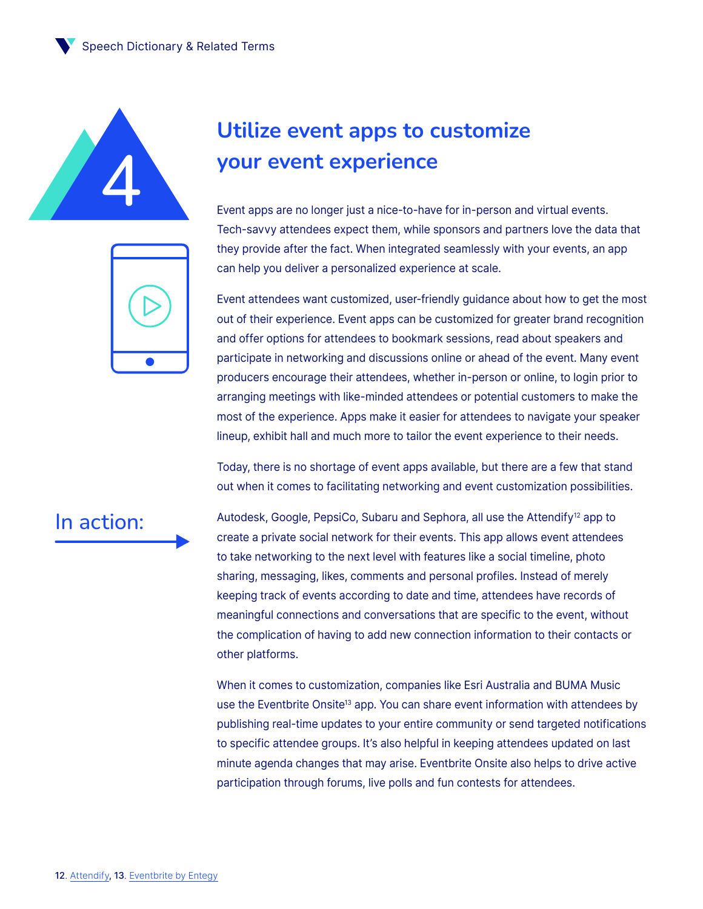4

## Utilize event apps to customize your event experience

Event apps are no longer just a nice-to-have for in-person and virtual events. Tech-savvy attendees expect them, while sponsors and partners love the data that they provide after the fact. When integrated seamlessly with your events, an app can help you deliver a personalized experience at scale.

Event attendees want customized, user-friendly guidance about how to get the most out of their experience. Event apps can be customized for greater brand recognition and offer options for attendees to bookmark sessions, read about speakers and participate in networking and discussions online or ahead of the event. Many event producers encourage their attendees, whether in-person or online, to login prior to arranging meetings with like-minded attendees or potential customers to make the most of the experience. Apps make it easier for attendees to navigate your speaker lineup, exhibit hall and much more to tailor the event experience to their needs.

Today, there is no shortage of event apps available, but there are a few that stand out when it comes to facilitating networking and event customization possibilities.

### In action:

Autodesk, Google, PepsiCo, Subaru and Sephora, all use the Attendify[12] app to create a private social network for their events. This app allows event attendees to take networking to the next level with features like a social timeline, photo sharing, messaging, likes, comments and personal profiles. Instead of merely keeping track of events according to date and time, attendees have records of meaningful connections and conversations that are specific to the event, without the complication of having to add new connection information to their contacts or other platforms.

When it comes to customization, companies like Esri Australia and BUMA Music use the Eventbrite Onsite[13] app. You can share event information with attendees by publishing real-time updates to your entire community or send targeted notifications to specific attendee groups. It's also helpful in keeping attendees updated on last minute agenda changes that may arise. Eventbrite Onsite also helps to drive active participation through forums, live polls and fun contests for attendees.

12. Attendify, 13. Eventbrite by Entegy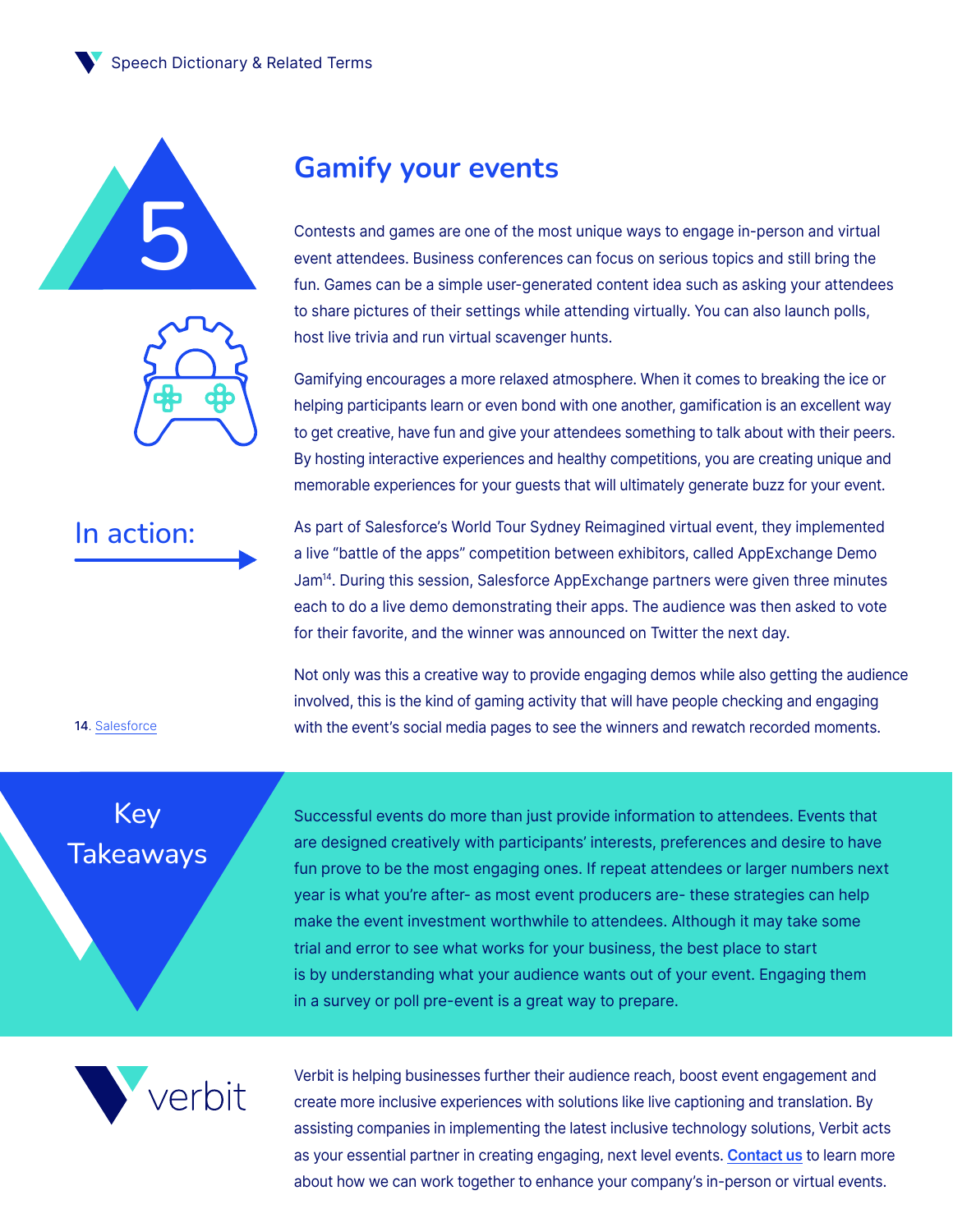5

## Gamify your events

Contests and games are one of the most unique ways to engage in-person and virtual event attendees. Business conferences can focus on serious topics and still bring the fun. Games can be a simple user-generated content idea such as asking your attendees to share pictures of their settings while attending virtually. You can also launch polls, host live trivia and run virtual scavenger hunts.

Gamifying encourages a more relaxed atmosphere. When it comes to breaking the ice or helping participants learn or even bond with one another, gamification is an excellent way to get creative, have fun and give your attendees something to talk about with their peers. By hosting interactive experiences and healthy competitions, you are creating unique and memorable experiences for your guests that will ultimately generate buzz for your event.

### In action:

As part of Salesforce's World Tour Sydney Reimagined virtual event, they implemented a live "battle of the apps" competition between exhibitors, called AppExchange Demo Jam[14]. During this session, Salesforce AppExchange partners were given three minutes each to do a live demo demonstrating their apps. The audience was then asked to vote for their favorite, and the winner was announced on Twitter the next day.

Not only was this a creative way to provide engaging demos while also getting the audience involved, this is the kind of gaming activity that will have people checking and engaging with the event's social media pages to see the winners and rewatch recorded moments.

14. Salesforce

## Key Takeaways

Successful events do more than just provide information to attendees. Events that are designed creatively with participants' interests, preferences and desire to have fun prove to be the most engaging ones. If repeat attendees or larger numbers next year is what you're after- as most event producers are- these strategies can help make the event investment worthwhile to attendees. Although it may take some trial and error to see what works for your business, the best place to start is by understanding what your audience wants out of your event. Engaging them in a survey or poll pre-event is a great way to prepare.

verbit

Verbit is helping businesses further their audience reach, boost event engagement and create more inclusive experiences with solutions like live captioning and translation. By assisting companies in implementing the latest inclusive technology solutions, Verbit acts as your essential partner in creating engaging, next level events. **Contact us** to learn more about how we can work together to enhance your company's in-person or virtual events.